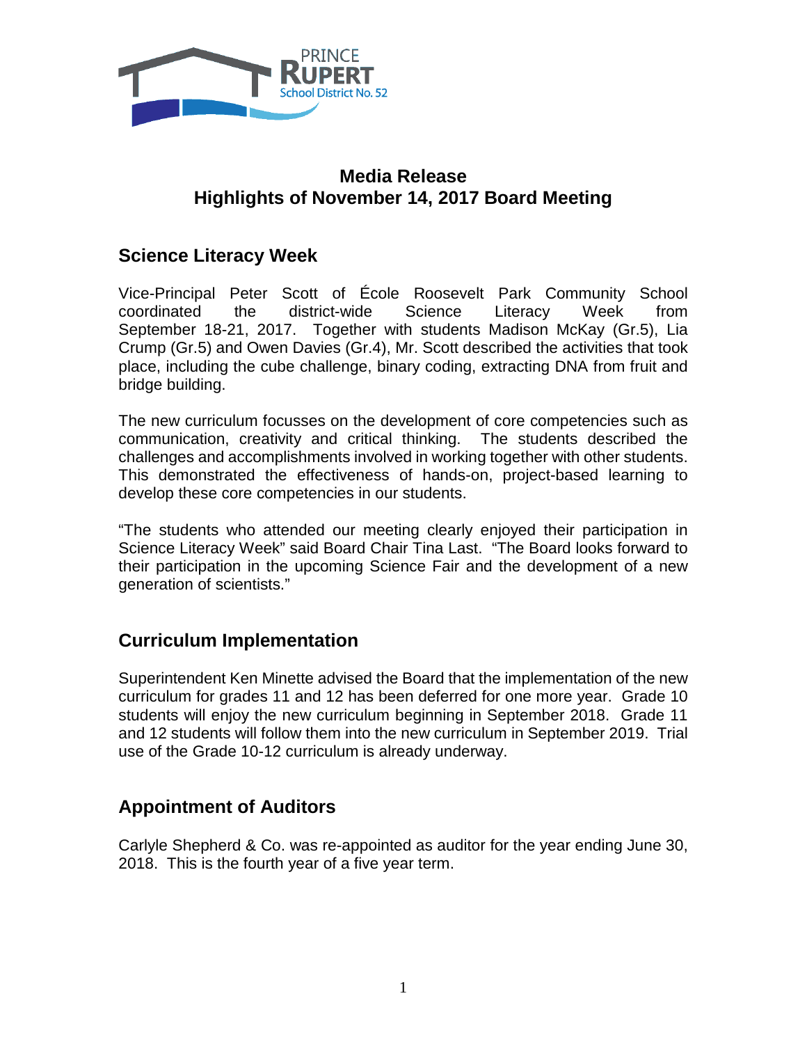PRINCE RUPERT School District No. 52

# Media Release
# Highlights of November 14, 2017 Board Meeting

## Science Literacy Week

Vice-Principal Peter Scott of École Roosevelt Park Community School coordinated the district-wide Science Literacy Week from September 18-21, 2017. Together with students Madison McKay (Gr.5), Lia Crump (Gr.5) and Owen Davies (Gr.4), Mr. Scott described the activities that took place, including the cube challenge, binary coding, extracting DNA from fruit and bridge building.

The new curriculum focusses on the development of core competencies such as communication, creativity and critical thinking. The students described the challenges and accomplishments involved in working together with other students. This demonstrated the effectiveness of hands-on, project-based learning to develop these core competencies in our students.

"The students who attended our meeting clearly enjoyed their participation in Science Literacy Week" said Board Chair Tina Last. "The Board looks forward to their participation in the upcoming Science Fair and the development of a new generation of scientists."

## Curriculum Implementation

Superintendent Ken Minette advised the Board that the implementation of the new curriculum for grades 11 and 12 has been deferred for one more year. Grade 10 students will enjoy the new curriculum beginning in September 2018. Grade 11 and 12 students will follow them into the new curriculum in September 2019. Trial use of the Grade 10-12 curriculum is already underway.

## Appointment of Auditors

Carlyle Shepherd & Co. was re-appointed as auditor for the year ending June 30, 2018. This is the fourth year of a five year term.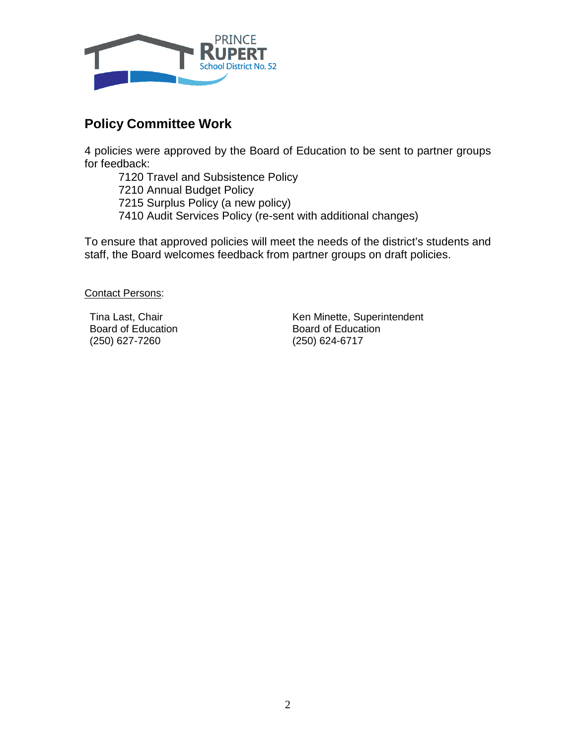PRINCE RUPERT School District No. 52

## Policy Committee Work

4 policies were approved by the Board of Education to be sent to partner groups for feedback:

- 7120 Travel and Subsistence Policy
- 7210 Annual Budget Policy
- 7215 Surplus Policy (a new policy)
- 7410 Audit Services Policy (re-sent with additional changes)

To ensure that approved policies will meet the needs of the district's students and staff, the Board welcomes feedback from partner groups on draft policies.

Contact Persons:

Tina Last, Chair
Board of Education
(250) 627-7260

Ken Minette, Superintendent
Board of Education
(250) 624-6717